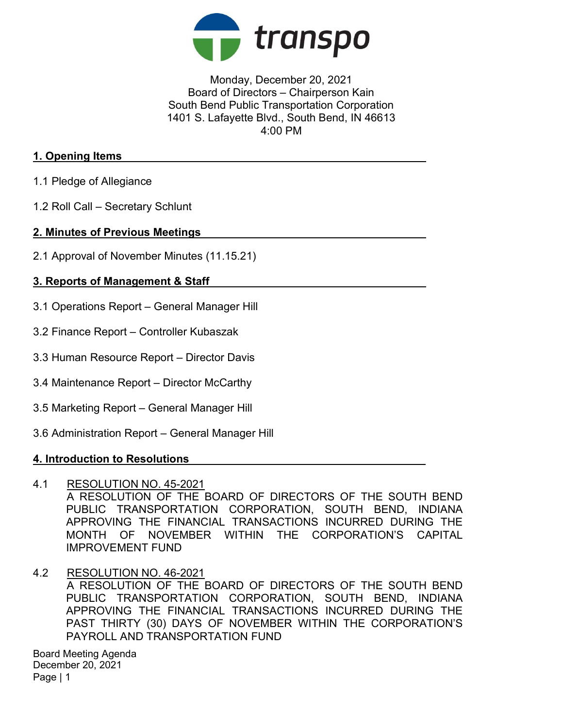transpo

Monday, December 20, 2021
Board of Directors – Chairperson Kain
South Bend Public Transportation Corporation
1401 S. Lafayette Blvd., South Bend, IN 46613
4:00 PM

## 1. Opening Items

1.1 Pledge of Allegiance

1.2 Roll Call – Secretary Schlunt

## 2. Minutes of Previous Meetings

2.1 Approval of November Minutes (11.15.21)

## 3. Reports of Management & Staff

3.1 Operations Report – General Manager Hill

3.2 Finance Report – Controller Kubaszak

3.3 Human Resource Report – Director Davis

3.4 Maintenance Report – Director McCarthy

3.5 Marketing Report – General Manager Hill

3.6 Administration Report – General Manager Hill

## 4. Introduction to Resolutions

4.1 RESOLUTION NO. 45-2021
A RESOLUTION OF THE BOARD OF DIRECTORS OF THE SOUTH BEND PUBLIC TRANSPORTATION CORPORATION, SOUTH BEND, INDIANA APPROVING THE FINANCIAL TRANSACTIONS INCURRED DURING THE MONTH OF NOVEMBER WITHIN THE CORPORATION'S CAPITAL IMPROVEMENT FUND

4.2 RESOLUTION NO. 46-2021
A RESOLUTION OF THE BOARD OF DIRECTORS OF THE SOUTH BEND PUBLIC TRANSPORTATION CORPORATION, SOUTH BEND, INDIANA APPROVING THE FINANCIAL TRANSACTIONS INCURRED DURING THE PAST THIRTY (30) DAYS OF NOVEMBER WITHIN THE CORPORATION'S PAYROLL AND TRANSPORTATION FUND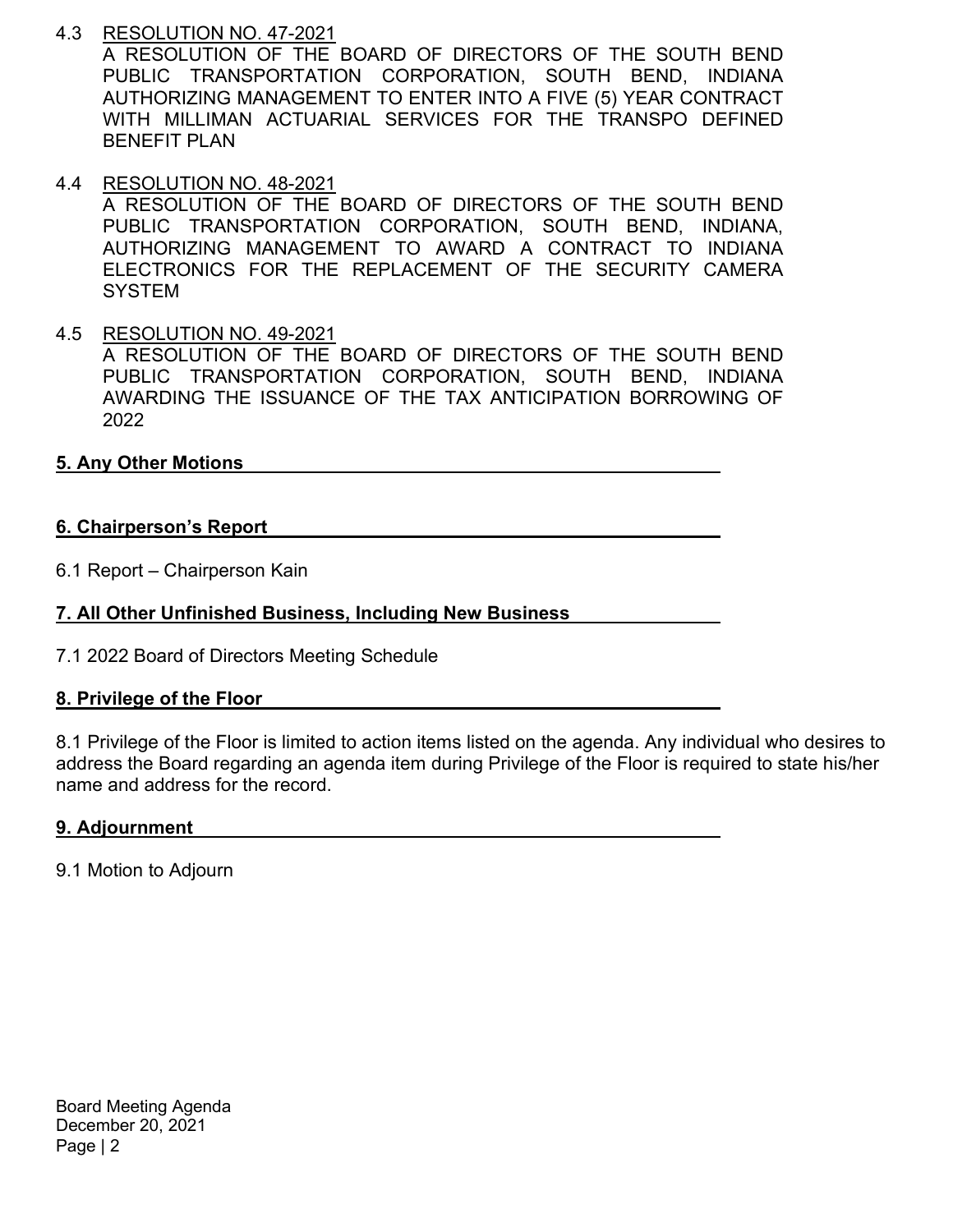4.3 RESOLUTION NO. 47-2021
A RESOLUTION OF THE BOARD OF DIRECTORS OF THE SOUTH BEND PUBLIC TRANSPORTATION CORPORATION, SOUTH BEND, INDIANA AUTHORIZING MANAGEMENT TO ENTER INTO A FIVE (5) YEAR CONTRACT WITH MILLIMAN ACTUARIAL SERVICES FOR THE TRANSPO DEFINED BENEFIT PLAN

4.4 RESOLUTION NO. 48-2021
A RESOLUTION OF THE BOARD OF DIRECTORS OF THE SOUTH BEND PUBLIC TRANSPORTATION CORPORATION, SOUTH BEND, INDIANA, AUTHORIZING MANAGEMENT TO AWARD A CONTRACT TO INDIANA ELECTRONICS FOR THE REPLACEMENT OF THE SECURITY CAMERA SYSTEM

4.5 RESOLUTION NO. 49-2021
A RESOLUTION OF THE BOARD OF DIRECTORS OF THE SOUTH BEND PUBLIC TRANSPORTATION CORPORATION, SOUTH BEND, INDIANA AWARDING THE ISSUANCE OF THE TAX ANTICIPATION BORROWING OF 2022

## 5. Any Other Motions

## 6. Chairperson's Report

6.1 Report – Chairperson Kain

## 7. All Other Unfinished Business, Including New Business

7.1 2022 Board of Directors Meeting Schedule

## 8. Privilege of the Floor

8.1 Privilege of the Floor is limited to action items listed on the agenda. Any individual who desires to address the Board regarding an agenda item during Privilege of the Floor is required to state his/her name and address for the record.

## 9. Adjournment

9.1 Motion to Adjourn